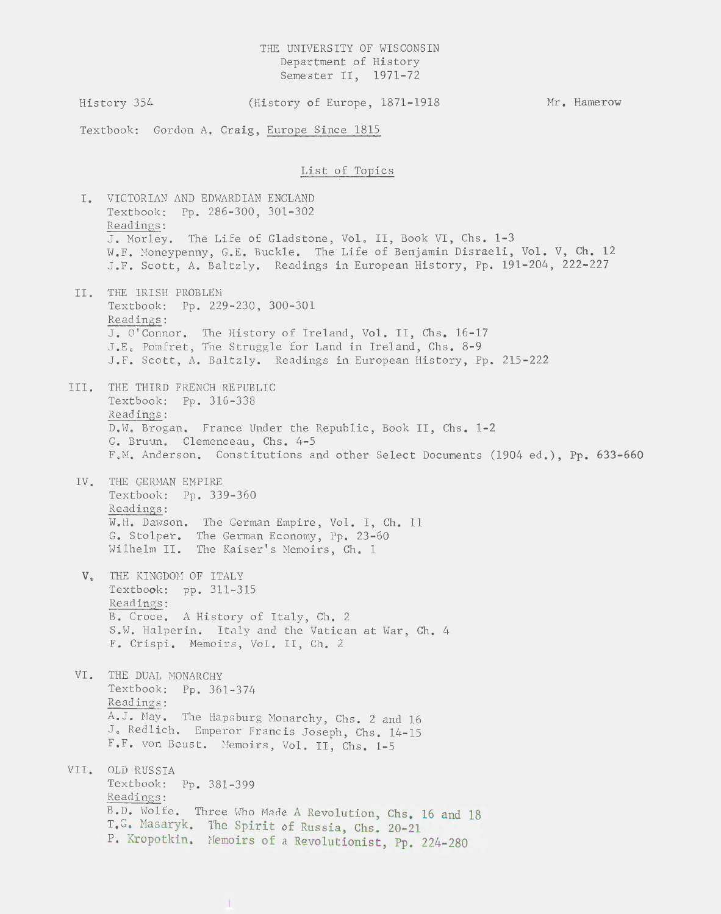THE UNIVERSITY OF WISCONSIN
Department of History
Semester II, 1971-72

History 354 (History of Europe, 1871-1918 Mr. Hamerow

Textbook: Gordon A. Craig, Europe Since 1815

## List of Topics

I. VICTORIAN AND EDWARDIAN ENGLAND
Textbook: Pp. 286-300, 301-302
Readings:
J. Morley. The Life of Gladstone, Vol. II, Book VI, Chs. 1-3
W.F. Moneypenny, G.E. Buckle. The Life of Benjamin Disraeli, Vol. V, Ch. 12
J.F. Scott, A. Baltzly. Readings in European History, Pp. 191-204, 222-227

II. THE IRISH PROBLEM
Textbook: Pp. 229-230, 300-301
Readings:
J. O'Connor. The History of Ireland, Vol. II, Chs. 16-17
J.E. Pomfret, The Struggle for Land in Ireland, Chs. 8-9
J.F. Scott, A. Baltzly. Readings in European History, Pp. 215-222

III. THE THIRD FRENCH REPUBLIC
Textbook: Pp. 316-338
Readings:
D.W. Brogan. France Under the Republic, Book II, Chs. 1-2
G. Bruun. Clemenceau, Chs. 4-5
F.M. Anderson. Constitutions and other Select Documents (1904 ed.), Pp. 633-660

IV. THE GERMAN EMPIRE
Textbook: Pp. 339-360
Readings:
W.H. Dawson. The German Empire, Vol. I, Ch. 11
G. Stolper. The German Economy, Pp. 23-60
Wilhelm II. The Kaiser's Memoirs, Ch. 1

V. THE KINGDOM OF ITALY
Textbook: pp. 311-315
Readings:
B. Croce. A History of Italy, Ch. 2
S.W. Halperin. Italy and the Vatican at War, Ch. 4
F. Crispi. Memoirs, Vol. II, Ch. 2

VI. THE DUAL MONARCHY
Textbook: Pp. 361-374
Readings:
A.J. May. The Hapsburg Monarchy, Chs. 2 and 16
J. Redlich. Emperor Francis Joseph, Chs. 14-15
F.F. von Beust. Memoirs, Vol. II, Chs. 1-5

VII. OLD RUSSIA
Textbook: Pp. 381-399
Readings:
B.D. Wolfe. Three Who Made A Revolution, Chs. 16 and 18
T.G. Masaryk. The Spirit of Russia, Chs. 20-21
P. Kropotkin. Memoirs of a Revolutionist, Pp. 224-280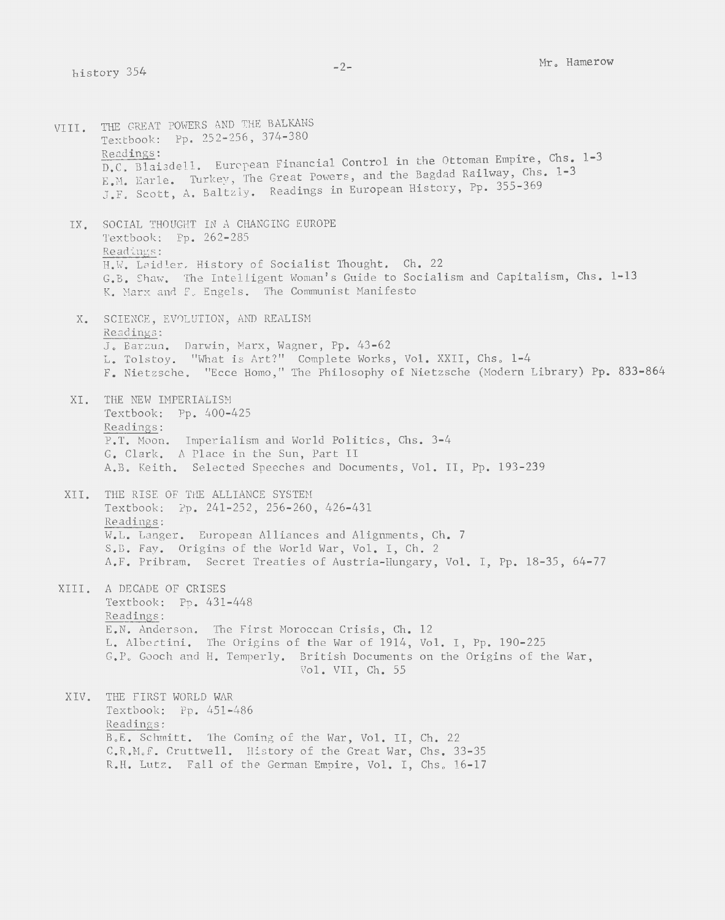## VIII. THE GREAT POWERS AND THE BALKANS

Textbook: Pp. 252-256, 374-380

Readings:

D.C. Blaisdell. European Financial Control in the Ottoman Empire, Chs. 1-3

E.M. Earle. Turkey, The Great Powers, and the Bagdad Railway, Chs. 1-3

J.F. Scott, A. Baltzly. Readings in European History, Pp. 355-369

## IX. SOCIAL THOUGHT IN A CHANGING EUROPE

Textbook: Pp. 262-285

Readings:

H.W. Laidler. History of Socialist Thought. Ch. 22

G.B. Shaw. The Intelligent Woman's Guide to Socialism and Capitalism, Chs. 1-13

K. Marx and F. Engels. The Communist Manifesto

## X. SCIENCE, EVOLUTION, AND REALISM

Readings:

J. Barzun. Darwin, Marx, Wagner, Pp. 43-62

L. Tolstoy. "What is Art?" Complete Works, Vol. XXII, Chs. 1-4

F. Nietzsche. "Ecce Homo," The Philosophy of Nietzsche (Modern Library) Pp. 833-864

## XI. THE NEW IMPERIALISM

Textbook: Pp. 400-425

Readings:

P.T. Moon. Imperialism and World Politics, Chs. 3-4

G. Clark. A Place in the Sun, Part II

A.B. Keith. Selected Speeches and Documents, Vol. II, Pp. 193-239

## XII. THE RISE OF THE ALLIANCE SYSTEM

Textbook: Pp. 241-252, 256-260, 426-431

Readings:

W.L. Langer. European Alliances and Alignments, Ch. 7

S.B. Fay. Origins of the World War, Vol. I, Ch. 2

A.F. Pribram. Secret Treaties of Austria-Hungary, Vol. I, Pp. 18-35, 64-77

## XIII. A DECADE OF CRISES

Textbook: Pp. 431-448

Readings:

E.N. Anderson. The First Moroccan Crisis, Ch. 12

L. Albertini. The Origins of the War of 1914, Vol. I, Pp. 190-225

G.P. Gooch and H. Temperly. British Documents on the Origins of the War, Vol. VII, Ch. 55

## XIV. THE FIRST WORLD WAR

Textbook: Pp. 451-486

Readings:

B.E. Schmitt. The Coming of the War, Vol. II, Ch. 22

C.R.M.F. Cruttwell. History of the Great War, Chs. 33-35

R.H. Lutz. Fall of the German Empire, Vol. I, Chs. 16-17